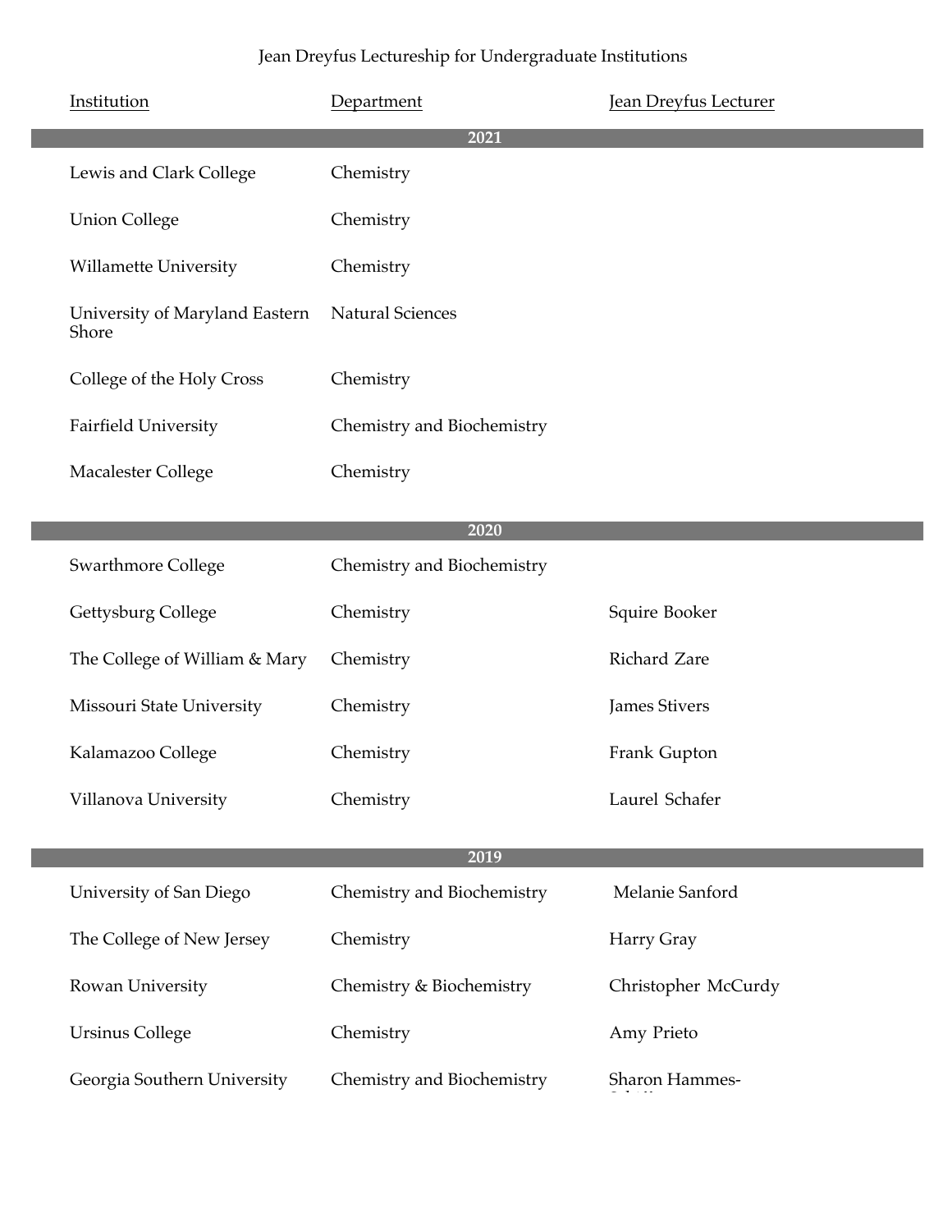# Jean Dreyfus Lectureship for Undergraduate Institutions

| Institution | Department | Jean Dreyfus Lecturer |
|---|---|---|
| **2021** | | |
| Lewis and Clark College | Chemistry | |
| Union College | Chemistry | |
| Willamette University | Chemistry | |
| University of Maryland Eastern Shore | Natural Sciences | |
| College of the Holy Cross | Chemistry | |
| Fairfield University | Chemistry and Biochemistry | |
| Macalester College | Chemistry | |
| **2020** | | |
| Swarthmore College | Chemistry and Biochemistry | |
| Gettysburg College | Chemistry | Squire Booker |
| The College of William & Mary | Chemistry | Richard Zare |
| Missouri State University | Chemistry | James Stivers |
| Kalamazoo College | Chemistry | Frank Gupton |
| Villanova University | Chemistry | Laurel Schafer |
| **2019** | | |
| University of San Diego | Chemistry and Biochemistry | Melanie Sanford |
| The College of New Jersey | Chemistry | Harry Gray |
| Rowan University | Chemistry & Biochemistry | Christopher McCurdy |
| Ursinus College | Chemistry | Amy Prieto |
| Georgia Southern University | Chemistry and Biochemistry | Sharon Hammes- |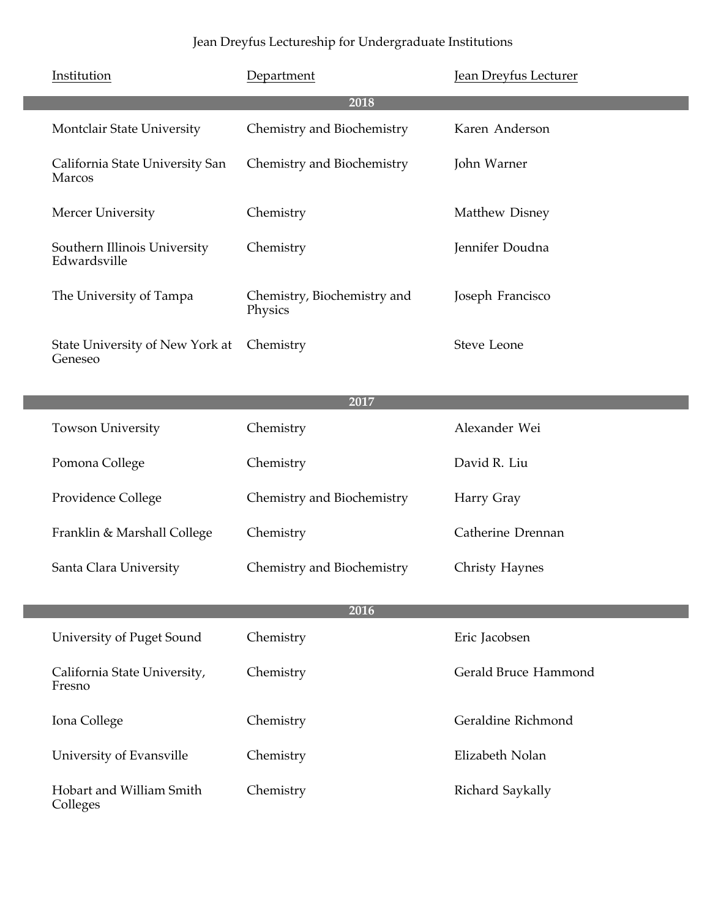Jean Dreyfus Lectureship for Undergraduate Institutions

| Institution | Department | Jean Dreyfus Lecturer |
|---|---|---|
| **2018** | | |
| Montclair State University | Chemistry and Biochemistry | Karen Anderson |
| California State University San Marcos | Chemistry and Biochemistry | John Warner |
| Mercer University | Chemistry | Matthew Disney |
| Southern Illinois University Edwardsville | Chemistry | Jennifer Doudna |
| The University of Tampa | Chemistry, Biochemistry and Physics | Joseph Francisco |
| State University of New York at Geneseo | Chemistry | Steve Leone |
| **2017** | | |
| Towson University | Chemistry | Alexander Wei |
| Pomona College | Chemistry | David R. Liu |
| Providence College | Chemistry and Biochemistry | Harry Gray |
| Franklin & Marshall College | Chemistry | Catherine Drennan |
| Santa Clara University | Chemistry and Biochemistry | Christy Haynes |
| **2016** | | |
| University of Puget Sound | Chemistry | Eric Jacobsen |
| California State University, Fresno | Chemistry | Gerald Bruce Hammond |
| Iona College | Chemistry | Geraldine Richmond |
| University of Evansville | Chemistry | Elizabeth Nolan |
| Hobart and William Smith Colleges | Chemistry | Richard Saykally |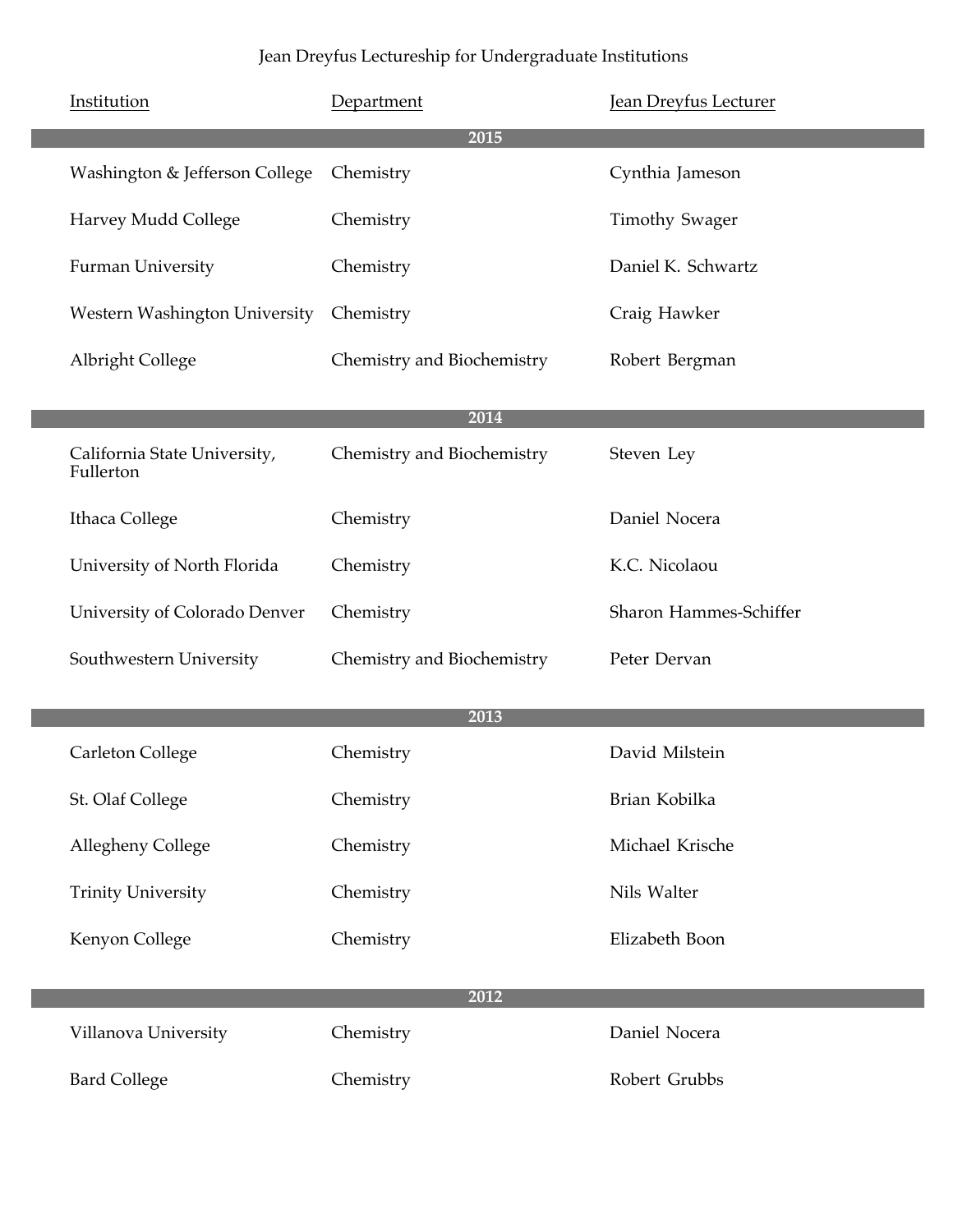Jean Dreyfus Lectureship for Undergraduate Institutions

| Institution | Department | Jean Dreyfus Lecturer |
|---|---|---|
| **2015** | | |
| Washington & Jefferson College | Chemistry | Cynthia Jameson |
| Harvey Mudd College | Chemistry | Timothy Swager |
| Furman University | Chemistry | Daniel K. Schwartz |
| Western Washington University | Chemistry | Craig Hawker |
| Albright College | Chemistry and Biochemistry | Robert Bergman |
| **2014** | | |
| California State University, Fullerton | Chemistry and Biochemistry | Steven Ley |
| Ithaca College | Chemistry | Daniel Nocera |
| University of North Florida | Chemistry | K.C. Nicolaou |
| University of Colorado Denver | Chemistry | Sharon Hammes-Schiffer |
| Southwestern University | Chemistry and Biochemistry | Peter Dervan |
| **2013** | | |
| Carleton College | Chemistry | David Milstein |
| St. Olaf College | Chemistry | Brian Kobilka |
| Allegheny College | Chemistry | Michael Krische |
| Trinity University | Chemistry | Nils Walter |
| Kenyon College | Chemistry | Elizabeth Boon |
| **2012** | | |
| Villanova University | Chemistry | Daniel Nocera |
| Bard College | Chemistry | Robert Grubbs |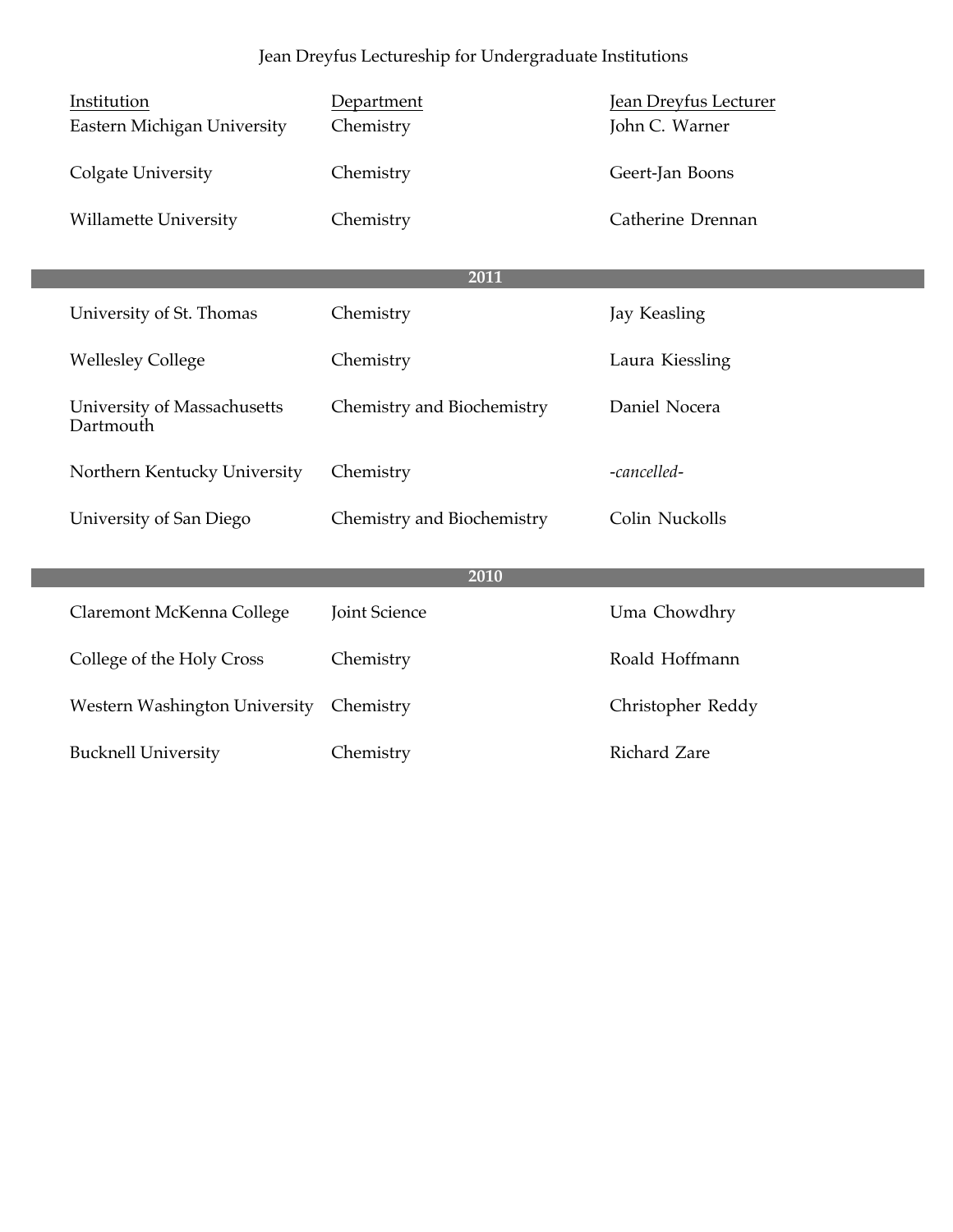Jean Dreyfus Lectureship for Undergraduate Institutions

| Institution | Department | Jean Dreyfus Lecturer |
|---|---|---|
| Eastern Michigan University | Chemistry | John C. Warner |
| Colgate University | Chemistry | Geert-Jan Boons |
| Willamette University | Chemistry | Catherine Drennan |
| **2011** | | |
| University of St. Thomas | Chemistry | Jay Keasling |
| Wellesley College | Chemistry | Laura Kiessling |
| University of Massachusetts Dartmouth | Chemistry and Biochemistry | Daniel Nocera |
| Northern Kentucky University | Chemistry | *-cancelled-* |
| University of San Diego | Chemistry and Biochemistry | Colin Nuckolls |
| **2010** | | |
| Claremont McKenna College | Joint Science | Uma Chowdhry |
| College of the Holy Cross | Chemistry | Roald Hoffmann |
| Western Washington University | Chemistry | Christopher Reddy |
| Bucknell University | Chemistry | Richard Zare |